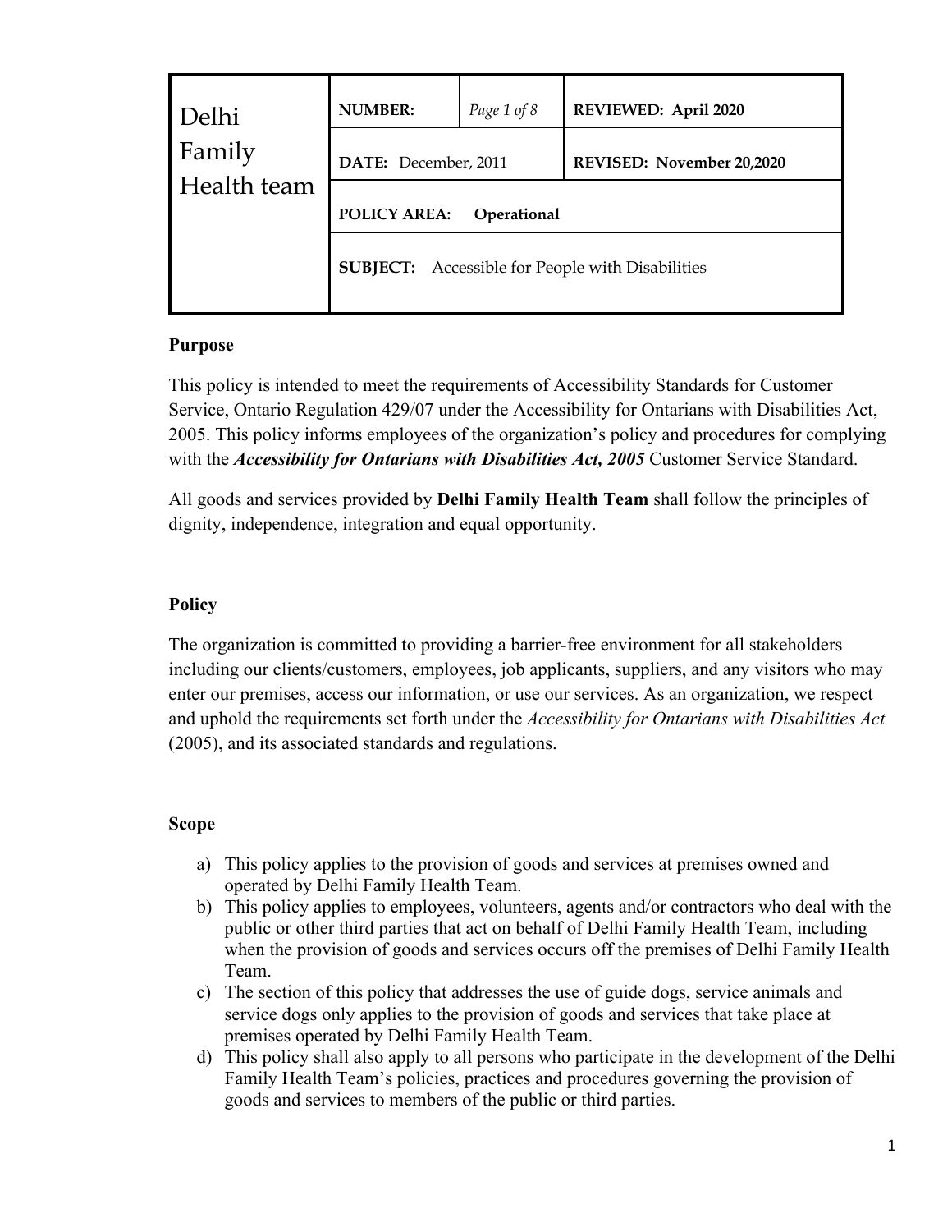| Delhi Family Health team | **NUMBER:** | *Page 1 of 8* | **REVIEWED: April 2020** |
|---|---|---|---|
| | **DATE:** December, 2011 | | **REVISED: November 20,2020** |
| | **POLICY AREA: Operational** | | |
| | **SUBJECT:** Accessible for People with Disabilities | | |

**Purpose**

This policy is intended to meet the requirements of Accessibility Standards for Customer Service, Ontario Regulation 429/07 under the Accessibility for Ontarians with Disabilities Act, 2005. This policy informs employees of the organization's policy and procedures for complying with the ***Accessibility for Ontarians with Disabilities Act, 2005*** Customer Service Standard.

All goods and services provided by **Delhi Family Health Team** shall follow the principles of dignity, independence, integration and equal opportunity.

**Policy**

The organization is committed to providing a barrier-free environment for all stakeholders including our clients/customers, employees, job applicants, suppliers, and any visitors who may enter our premises, access our information, or use our services. As an organization, we respect and uphold the requirements set forth under the *Accessibility for Ontarians with Disabilities Act* (2005), and its associated standards and regulations.

**Scope**

a) This policy applies to the provision of goods and services at premises owned and operated by Delhi Family Health Team.
b) This policy applies to employees, volunteers, agents and/or contractors who deal with the public or other third parties that act on behalf of Delhi Family Health Team, including when the provision of goods and services occurs off the premises of Delhi Family Health Team.
c) The section of this policy that addresses the use of guide dogs, service animals and service dogs only applies to the provision of goods and services that take place at premises operated by Delhi Family Health Team.
d) This policy shall also apply to all persons who participate in the development of the Delhi Family Health Team's policies, practices and procedures governing the provision of goods and health services to members of the public or third parties.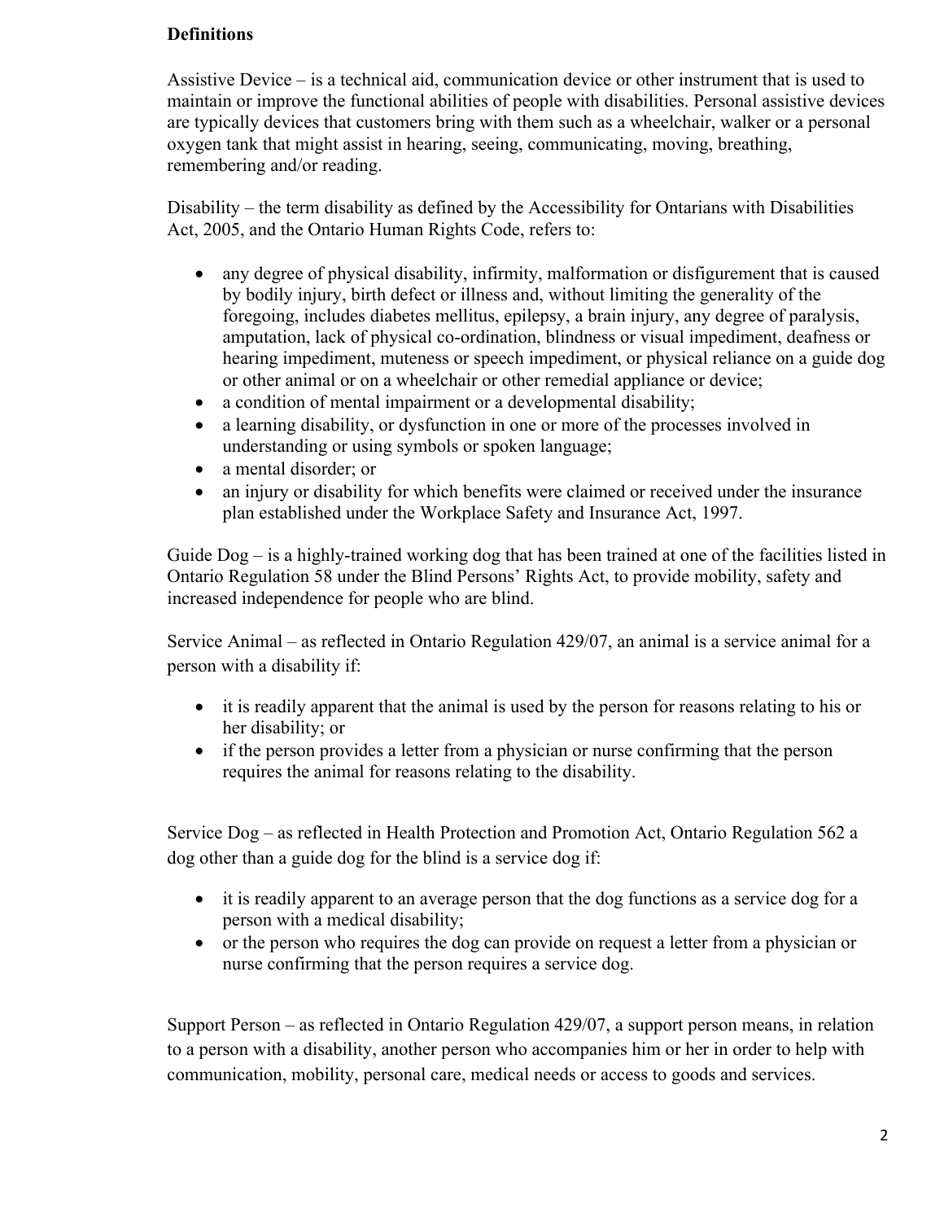**Definitions**

Assistive Device – is a technical aid, communication device or other instrument that is used to maintain or improve the functional abilities of people with disabilities. Personal assistive devices are typically devices that customers bring with them such as a wheelchair, walker or a personal oxygen tank that might assist in hearing, seeing, communicating, moving, breathing, remembering and/or reading.

Disability – the term disability as defined by the Accessibility for Ontarians with Disabilities Act, 2005, and the Ontario Human Rights Code, refers to:

- any degree of physical disability, infirmity, malformation or disfigurement that is caused by bodily injury, birth defect or illness and, without limiting the generality of the foregoing, includes diabetes mellitus, epilepsy, a brain injury, any degree of paralysis, amputation, lack of physical co-ordination, blindness or visual impediment, deafness or hearing impediment, muteness or speech impediment, or physical reliance on a guide dog or other animal or on a wheelchair or other remedial appliance or device;
- a condition of mental impairment or a developmental disability;
- a learning disability, or dysfunction in one or more of the processes involved in understanding or using symbols or spoken language;
- a mental disorder; or
- an injury or disability for which benefits were claimed or received under the insurance plan established under the Workplace Safety and Insurance Act, 1997.

Guide Dog – is a highly-trained working dog that has been trained at one of the facilities listed in Ontario Regulation 58 under the Blind Persons' Rights Act, to provide mobility, safety and increased independence for people who are blind.

Service Animal – as reflected in Ontario Regulation 429/07, an animal is a service animal for a person with a disability if:

- it is readily apparent that the animal is used by the person for reasons relating to his or her disability; or
- if the person provides a letter from a physician or nurse confirming that the person requires the animal for reasons relating to the disability.

Service Dog – as reflected in Health Protection and Promotion Act, Ontario Regulation 562 a dog other than a guide dog for the blind is a service dog if:

- it is readily apparent to an average person that the dog functions as a service dog for a person with a medical disability;
- or the person who requires the dog can provide on request a letter from a physician or nurse confirming that the person requires a service dog.

Support Person – as reflected in Ontario Regulation 429/07, a support person means, in relation to a person with a disability, another person who accompanies him or her in order to help with communication, mobility, personal care, medical needs or access to goods and services.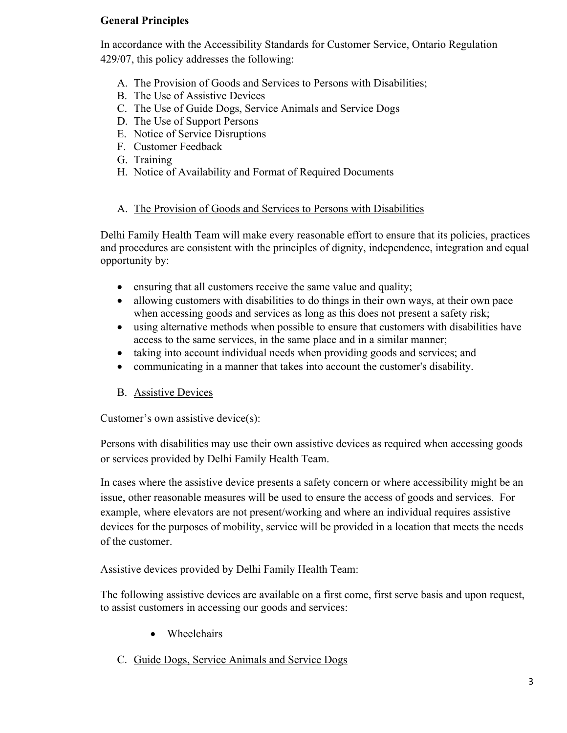**General Principles**

In accordance with the Accessibility Standards for Customer Service, Ontario Regulation 429/07, this policy addresses the following:

A. The Provision of Goods and Services to Persons with Disabilities;
B. The Use of Assistive Devices
C. The Use of Guide Dogs, Service Animals and Service Dogs
D. The Use of Support Persons
E. Notice of Service Disruptions
F. Customer Feedback
G. Training
H. Notice of Availability and Format of Required Documents

A. <u>The Provision of Goods and Services to Persons with Disabilities</u>

Delhi Family Health Team will make every reasonable effort to ensure that its policies, practices and procedures are consistent with the principles of dignity, independence, integration and equal opportunity by:

- ensuring that all customers receive the same value and quality;
- allowing customers with disabilities to do things in their own ways, at their own pace when accessing goods and services as long as this does not present a safety risk;
- using alternative methods when possible to ensure that customers with disabilities have access to the same services, in the same place and in a similar manner;
- taking into account individual needs when providing goods and services; and
- communicating in a manner that takes into account the customer's disability.

B. <u>Assistive Devices</u>

Customer's own assistive device(s):

Persons with disabilities may use their own assistive devices as required when accessing goods or services provided by Delhi Family Health Team.

In cases where the assistive device presents a safety concern or where accessibility might be an issue, other reasonable measures will be used to ensure the access of goods and services. For example, where elevators are not present/working and where an individual requires assistive devices for the purposes of mobility, service will be provided in a location that meets the needs of the customer.

Assistive devices provided by Delhi Family Health Team:

The following assistive devices are available on a first come, first serve basis and upon request, to assist customers in accessing our goods and services:

- Wheelchairs

C. <u>Guide Dogs, Service Animals and Service Dogs</u>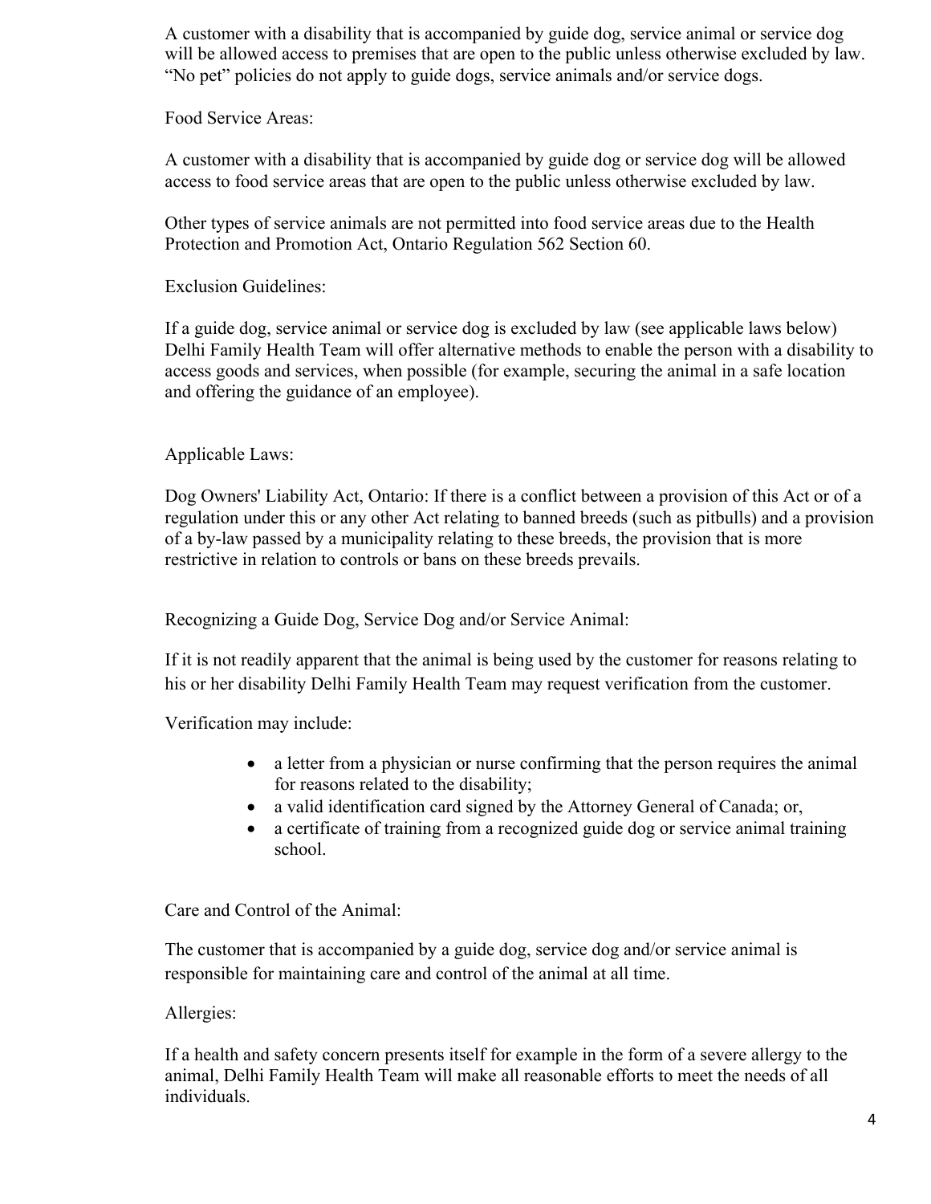A customer with a disability that is accompanied by guide dog, service animal or service dog will be allowed access to premises that are open to the public unless otherwise excluded by law. "No pet" policies do not apply to guide dogs, service animals and/or service dogs.

Food Service Areas:

A customer with a disability that is accompanied by guide dog or service dog will be allowed access to food service areas that are open to the public unless otherwise excluded by law.

Other types of service animals are not permitted into food service areas due to the Health Protection and Promotion Act, Ontario Regulation 562 Section 60.

Exclusion Guidelines:

If a guide dog, service animal or service dog is excluded by law (see applicable laws below) Delhi Family Health Team will offer alternative methods to enable the person with a disability to access goods and services, when possible (for example, securing the animal in a safe location and offering the guidance of an employee).

Applicable Laws:

Dog Owners' Liability Act, Ontario: If there is a conflict between a provision of this Act or of a regulation under this or any other Act relating to banned breeds (such as pitbulls) and a provision of a by-law passed by a municipality relating to these breeds, the provision that is more restrictive in relation to controls or bans on these breeds prevails.

Recognizing a Guide Dog, Service Dog and/or Service Animal:

If it is not readily apparent that the animal is being used by the customer for reasons relating to his or her disability Delhi Family Health Team may request verification from the customer.

Verification may include:

- a letter from a physician or nurse confirming that the person requires the animal for reasons related to the disability;
- a valid identification card signed by the Attorney General of Canada; or,
- a certificate of training from a recognized guide dog or service animal training school.

Care and Control of the Animal:

The customer that is accompanied by a guide dog, service dog and/or service animal is responsible for maintaining care and control of the animal at all time.

Allergies:

If a health and safety concern presents itself for example in the form of a severe allergy to the animal, Delhi Family Health Team will make all reasonable efforts to meet the needs of all individuals.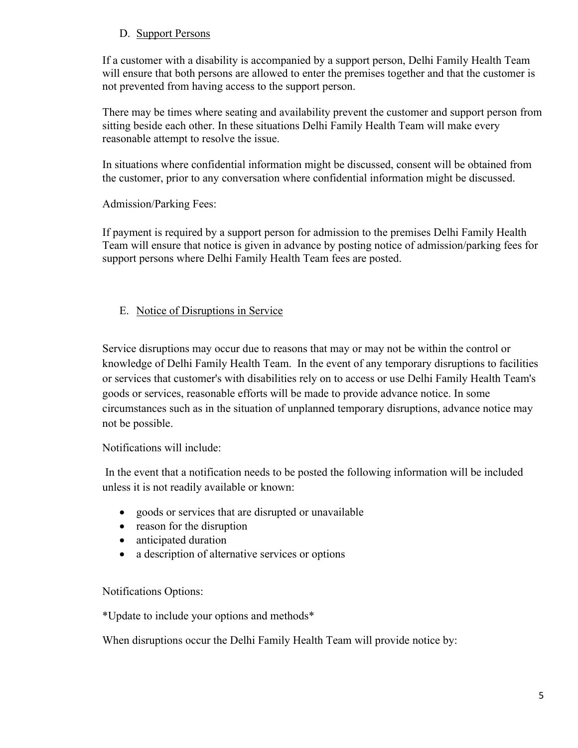## D. Support Persons

If a customer with a disability is accompanied by a support person, Delhi Family Health Team will ensure that both persons are allowed to enter the premises together and that the customer is not prevented from having access to the support person.

There may be times where seating and availability prevent the customer and support person from sitting beside each other. In these situations Delhi Family Health Team will make every reasonable attempt to resolve the issue.

In situations where confidential information might be discussed, consent will be obtained from the customer, prior to any conversation where confidential information might be discussed.

Admission/Parking Fees:

If payment is required by a support person for admission to the premises Delhi Family Health Team will ensure that notice is given in advance by posting notice of admission/parking fees for support persons where Delhi Family Health Team fees are posted.

## E. Notice of Disruptions in Service

Service disruptions may occur due to reasons that may or may not be within the control or knowledge of Delhi Family Health Team. In the event of any temporary disruptions to facilities or services that customer's with disabilities rely on to access or use Delhi Family Health Team's goods or services, reasonable efforts will be made to provide advance notice. In some circumstances such as in the situation of unplanned temporary disruptions, advance notice may not be possible.

Notifications will include:

In the event that a notification needs to be posted the following information will be included unless it is not readily available or known:

- goods or services that are disrupted or unavailable
- reason for the disruption
- anticipated duration
- a description of alternative services or options

Notifications Options:

*Update to include your options and methods*

When disruptions occur the Delhi Family Health Team will provide notice by: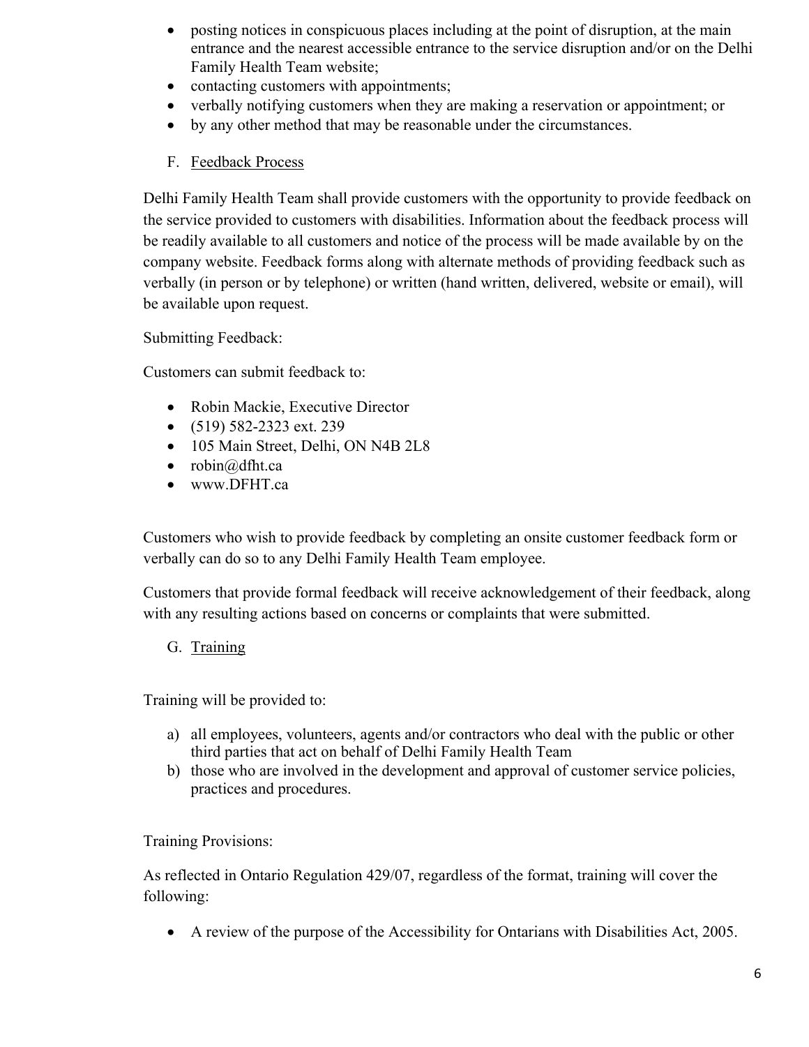- posting notices in conspicuous places including at the point of disruption, at the main entrance and the nearest accessible entrance to the service disruption and/or on the Delhi Family Health Team website;
- contacting customers with appointments;
- verbally notifying customers when they are making a reservation or appointment; or
- by any other method that may be reasonable under the circumstances.

F. Feedback Process

Delhi Family Health Team shall provide customers with the opportunity to provide feedback on the service provided to customers with disabilities. Information about the feedback process will be readily available to all customers and notice of the process will be made available by on the company website. Feedback forms along with alternate methods of providing feedback such as verbally (in person or by telephone) or written (hand written, delivered, website or email), will be available upon request.

Submitting Feedback:

Customers can submit feedback to:

- Robin Mackie, Executive Director
- (519) 582-2323 ext. 239
- 105 Main Street, Delhi, ON N4B 2L8
- robin@dfht.ca
- www.DFHT.ca

Customers who wish to provide feedback by completing an onsite customer feedback form or verbally can do so to any Delhi Family Health Team employee.

Customers that provide formal feedback will receive acknowledgement of their feedback, along with any resulting actions based on concerns or complaints that were submitted.

G. Training

Training will be provided to:

a) all employees, volunteers, agents and/or contractors who deal with the public or other third parties that act on behalf of Delhi Family Health Team
b) those who are involved in the development and approval of customer service policies, practices and procedures.

Training Provisions:

As reflected in Ontario Regulation 429/07, regardless of the format, training will cover the following:

- A review of the purpose of the Accessibility for Ontarians with Disabilities Act, 2005.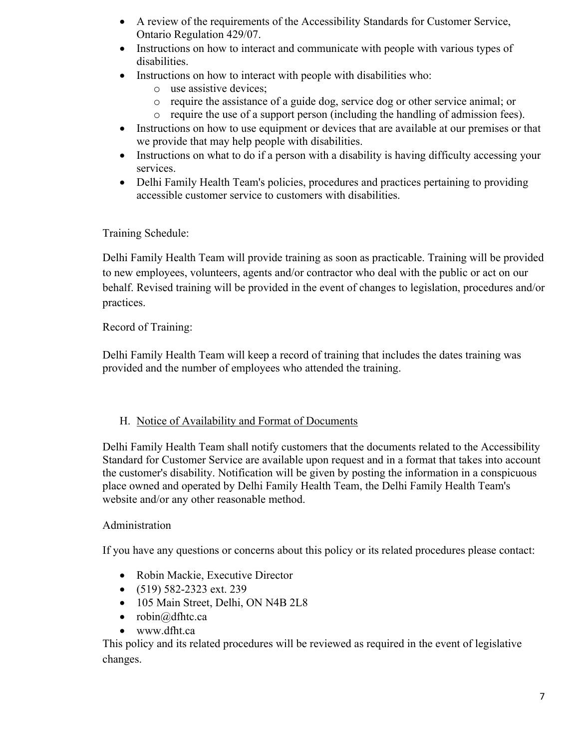- A review of the requirements of the Accessibility Standards for Customer Service, Ontario Regulation 429/07.
- Instructions on how to interact and communicate with people with various types of disabilities.
- Instructions on how to interact with people with disabilities who:
  - use assistive devices;
  - require the assistance of a guide dog, service dog or other service animal; or
  - require the use of a support person (including the handling of admission fees).
- Instructions on how to use equipment or devices that are available at our premises or that we provide that may help people with disabilities.
- Instructions on what to do if a person with a disability is having difficulty accessing your services.
- Delhi Family Health Team's policies, procedures and practices pertaining to providing accessible customer service to customers with disabilities.

Training Schedule:

Delhi Family Health Team will provide training as soon as practicable. Training will be provided to new employees, volunteers, agents and/or contractor who deal with the public or act on our behalf. Revised training will be provided in the event of changes to legislation, procedures and/or practices.

Record of Training:

Delhi Family Health Team will keep a record of training that includes the dates training was provided and the number of employees who attended the training.

H. <u>Notice of Availability and Format of Documents</u>

Delhi Family Health Team shall notify customers that the documents related to the Accessibility Standard for Customer Service are available upon request and in a format that takes into account the customer's disability. Notification will be given by posting the information in a conspicuous place owned and operated by Delhi Family Health Team, the Delhi Family Health Team's website and/or any other reasonable method.

Administration

If you have any questions or concerns about this policy or its related procedures please contact:

- Robin Mackie, Executive Director
- (519) 582-2323 ext. 239
- 105 Main Street, Delhi, ON N4B 2L8
- robin@dfhtc.ca
- www.dfht.ca

This policy and its related procedures will be reviewed as required in the event of legislative changes.